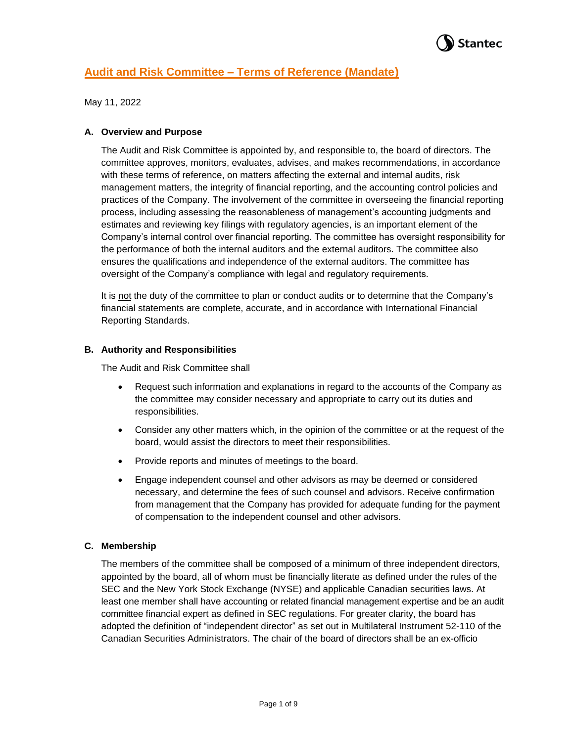# Audit and Risk Committee – Terms of Reference (Mandate)

May 11, 2022

## A. Overview and Purpose

The Audit and Risk Committee is appointed by, and responsible to, the board of directors. The committee approves, monitors, evaluates, advises, and makes recommendations, in accordance with these terms of reference, on matters affecting the external and internal audits, risk management matters, the integrity of financial reporting, and the accounting control policies and practices of the Company. The involvement of the committee in overseeing the financial reporting process, including assessing the reasonableness of management's accounting judgments and estimates and reviewing key filings with regulatory agencies, is an important element of the Company's internal control over financial reporting. The committee has oversight responsibility for the performance of both the internal auditors and the external auditors. The committee also ensures the qualifications and independence of the external auditors. The committee has oversight of the Company's compliance with legal and regulatory requirements.

It is not the duty of the committee to plan or conduct audits or to determine that the Company's financial statements are complete, accurate, and in accordance with International Financial Reporting Standards.

## B. Authority and Responsibilities

The Audit and Risk Committee shall

- Request such information and explanations in regard to the accounts of the Company as the committee may consider necessary and appropriate to carry out its duties and responsibilities.
- Consider any other matters which, in the opinion of the committee or at the request of the board, would assist the directors to meet their responsibilities.
- Provide reports and minutes of meetings to the board.
- Engage independent counsel and other advisors as may be deemed or considered necessary, and determine the fees of such counsel and advisors. Receive confirmation from management that the Company has provided for adequate funding for the payment of compensation to the independent counsel and other advisors.

## C. Membership

The members of the committee shall be composed of a minimum of three independent directors, appointed by the board, all of whom must be financially literate as defined under the rules of the SEC and the New York Stock Exchange (NYSE) and applicable Canadian securities laws. At least one member shall have accounting or related financial management expertise and be an audit committee financial expert as defined in SEC regulations. For greater clarity, the board has adopted the definition of "independent director" as set out in Multilateral Instrument 52-110 of the Canadian Securities Administrators. The chair of the board of directors shall be an ex-officio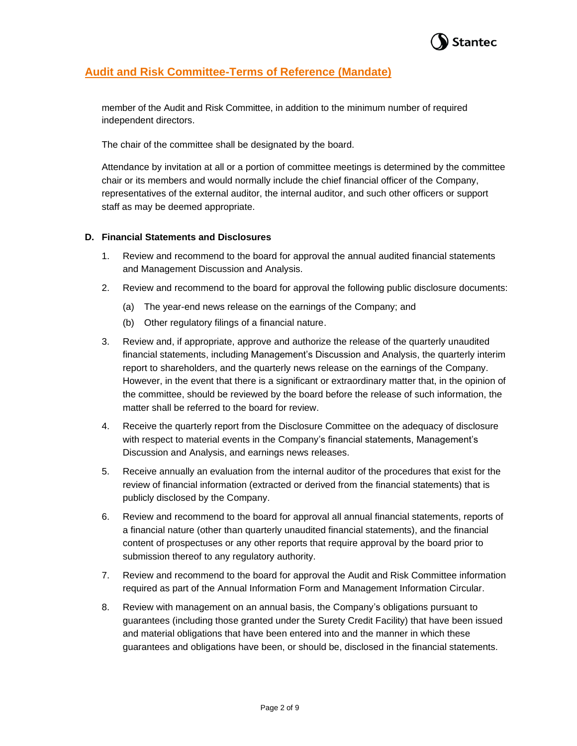member of the Audit and Risk Committee, in addition to the minimum number of required independent directors.

The chair of the committee shall be designated by the board.

Attendance by invitation at all or a portion of committee meetings is determined by the committee chair or its members and would normally include the chief financial officer of the Company, representatives of the external auditor, the internal auditor, and such other officers or support staff as may be deemed appropriate.

**D. Financial Statements and Disclosures**

1. Review and recommend to the board for approval the annual audited financial statements and Management Discussion and Analysis.
2. Review and recommend to the board for approval the following public disclosure documents:
   (a) The year-end news release on the earnings of the Company; and
   (b) Other regulatory filings of a financial nature.
3. Review and, if appropriate, approve and authorize the release of the quarterly unaudited financial statements, including Management's Discussion and Analysis, the quarterly interim report to shareholders, and the quarterly news release on the earnings of the Company. However, in the event that there is a significant or extraordinary matter that, in the opinion of the committee, should be reviewed by the board before the release of such information, the matter shall be referred to the board for review.
4. Receive the quarterly report from the Disclosure Committee on the adequacy of disclosure with respect to material events in the Company's financial statements, Management's Discussion and Analysis, and earnings news releases.
5. Receive annually an evaluation from the internal auditor of the procedures that exist for the review of financial information (extracted or derived from the financial statements) that is publicly disclosed by the Company.
6. Review and recommend to the board for approval all annual financial statements, reports of a financial nature (other than quarterly unaudited financial statements), and the financial content of prospectuses or any other reports that require approval by the board prior to submission thereof to any regulatory authority.
7. Review and recommend to the board for approval the Audit and Risk Committee information required as part of the Annual Information Form and Management Information Circular.
8. Review with management on an annual basis, the Company's obligations pursuant to guarantees (including those granted under the Surety Credit Facility) that have been issued and material obligations that have been entered into and the manner in which these guarantees and obligations have been, or should be, disclosed in the financial statements.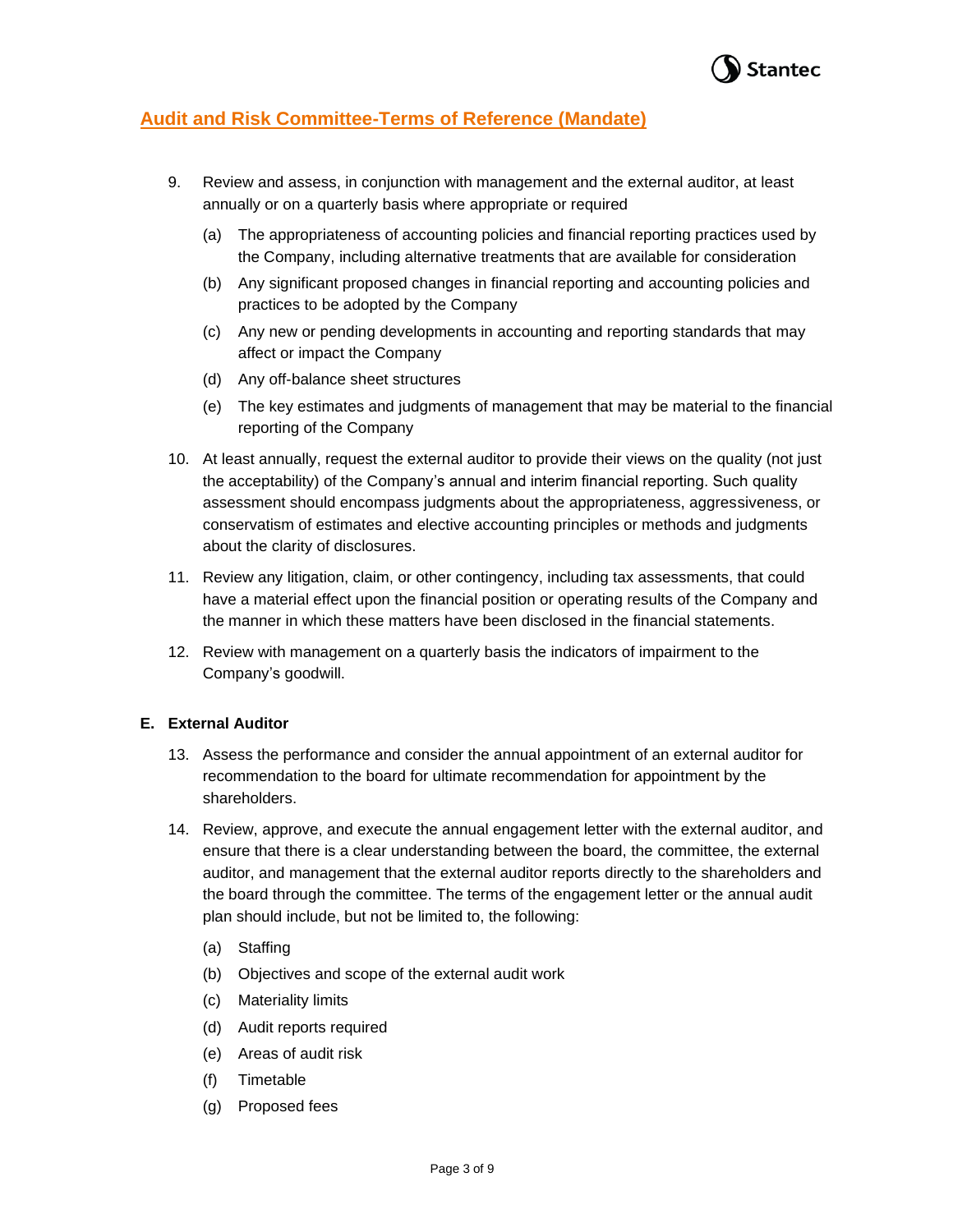9. Review and assess, in conjunction with management and the external auditor, at least annually or on a quarterly basis where appropriate or required
   (a) The appropriateness of accounting policies and financial reporting practices used by the Company, including alternative treatments that are available for consideration
   (b) Any significant proposed changes in financial reporting and accounting policies and practices to be adopted by the Company
   (c) Any new or pending developments in accounting and reporting standards that may affect or impact the Company
   (d) Any off-balance sheet structures
   (e) The key estimates and judgments of management that may be material to the financial reporting of the Company

10. At least annually, request the external auditor to provide their views on the quality (not just the acceptability) of the Company's annual and interim financial reporting. Such quality assessment should encompass judgments about the appropriateness, aggressiveness, or conservatism of estimates and elective accounting principles or methods and judgments about the clarity of disclosures.

11. Review any litigation, claim, or other contingency, including tax assessments, that could have a material effect upon the financial position or operating results of the Company and the manner in which these matters have been disclosed in the financial statements.

12. Review with management on a quarterly basis the indicators of impairment to the Company's goodwill.

### E. External Auditor

13. Assess the performance and consider the annual appointment of an external auditor for recommendation to the board for ultimate recommendation for appointment by the shareholders.

14. Review, approve, and execute the annual engagement letter with the external auditor, and ensure that there is a clear understanding between the board, the committee, the external auditor, and management that the external auditor reports directly to the shareholders and the board through the committee. The terms of the engagement letter or the annual audit plan should include, but not be limited to, the following:
    (a) Staffing
    (b) Objectives and scope of the external audit work
    (c) Materiality limits
    (d) Audit reports required
    (e) Areas of audit risk
    (f) Timetable
    (g) Proposed fees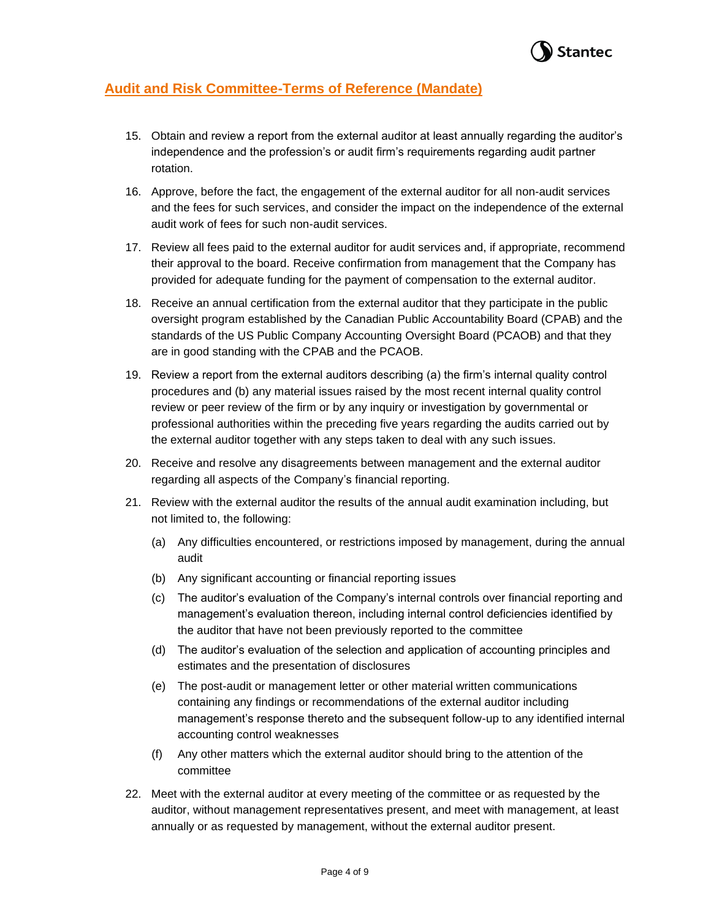## Audit and Risk Committee-Terms of Reference (Mandate)

15. Obtain and review a report from the external auditor at least annually regarding the auditor's independence and the profession's or audit firm's requirements regarding audit partner rotation.

16. Approve, before the fact, the engagement of the external auditor for all non-audit services and the fees for such services, and consider the impact on the independence of the external audit work of fees for such non-audit services.

17. Review all fees paid to the external auditor for audit services and, if appropriate, recommend their approval to the board. Receive confirmation from management that the Company has provided for adequate funding for the payment of compensation to the external auditor.

18. Receive an annual certification from the external auditor that they participate in the public oversight program established by the Canadian Public Accountability Board (CPAB) and the standards of the US Public Company Accounting Oversight Board (PCAOB) and that they are in good standing with the CPAB and the PCAOB.

19. Review a report from the external auditors describing (a) the firm's internal quality control procedures and (b) any material issues raised by the most recent internal quality control review or peer review of the firm or by any inquiry or investigation by governmental or professional authorities within the preceding five years regarding the audits carried out by the external auditor together with any steps taken to deal with any such issues.

20. Receive and resolve any disagreements between management and the external auditor regarding all aspects of the Company's financial reporting.

21. Review with the external auditor the results of the annual audit examination including, but not limited to, the following:

    (a) Any difficulties encountered, or restrictions imposed by management, during the annual audit

    (b) Any significant accounting or financial reporting issues

    (c) The auditor's evaluation of the Company's internal controls over financial reporting and management's evaluation thereon, including internal control deficiencies identified by the auditor that have not been previously reported to the committee

    (d) The auditor's evaluation of the selection and application of accounting principles and estimates and the presentation of disclosures

    (e) The post-audit or management letter or other material written communications containing any findings or recommendations of the external auditor including management's response thereto and the subsequent follow-up to any identified internal accounting control weaknesses

    (f) Any other matters which the external auditor should bring to the attention of the committee

22. Meet with the external auditor at every meeting of the committee or as requested by the auditor, without management representatives present, and meet with management, at least annually or as requested by management, without the external auditor present.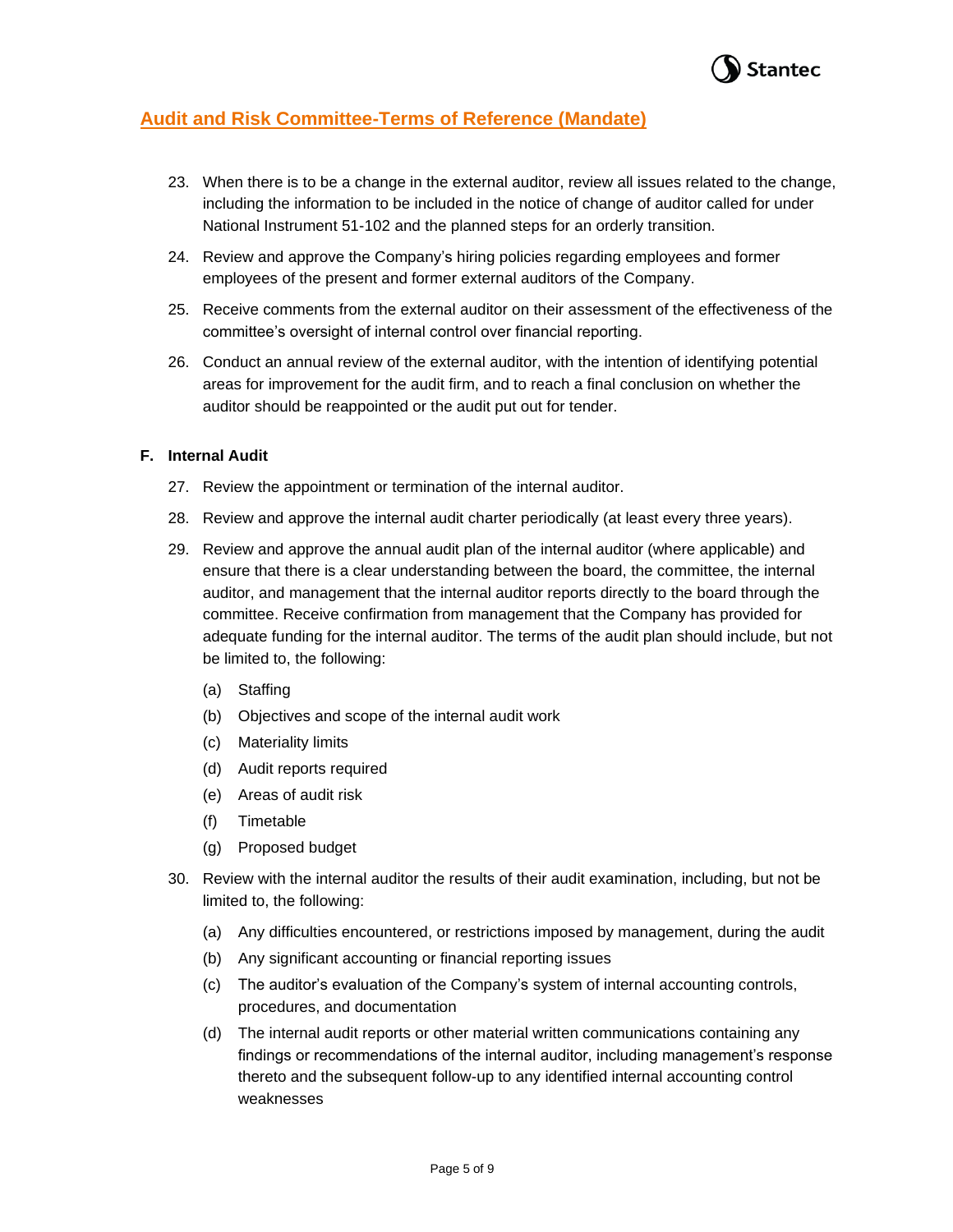23. When there is to be a change in the external auditor, review all issues related to the change, including the information to be included in the notice of change of auditor called for under National Instrument 51-102 and the planned steps for an orderly transition.
24. Review and approve the Company's hiring policies regarding employees and former employees of the present and former external auditors of the Company.
25. Receive comments from the external auditor on their assessment of the effectiveness of the committee's oversight of internal control over financial reporting.
26. Conduct an annual review of the external auditor, with the intention of identifying potential areas for improvement for the audit firm, and to reach a final conclusion on whether the auditor should be reappointed or the audit put out for tender.

**F. Internal Audit**

27. Review the appointment or termination of the internal auditor.
28. Review and approve the internal audit charter periodically (at least every three years).
29. Review and approve the annual audit plan of the internal auditor (where applicable) and ensure that there is a clear understanding between the board, the committee, the internal auditor, and management that the internal auditor reports directly to the board through the committee. Receive confirmation from management that the Company has provided for adequate funding for the internal auditor. The terms of the audit plan should include, but not be limited to, the following:
    - (a) Staffing
    - (b) Objectives and scope of the internal audit work
    - (c) Materiality limits
    - (d) Audit reports required
    - (e) Areas of audit risk
    - (f) Timetable
    - (g) Proposed budget
30. Review with the internal auditor the results of their audit examination, including, but not be limited to, the following:
    - (a) Any difficulties encountered, or restrictions imposed by management, during the audit
    - (b) Any significant accounting or financial reporting issues
    - (c) The auditor's evaluation of the Company's system of internal accounting controls, procedures, and documentation
    - (d) The internal audit reports or other material written communications containing any findings or recommendations of the internal auditor, including management's response thereto and the subsequent follow-up to any identified internal accounting control weaknesses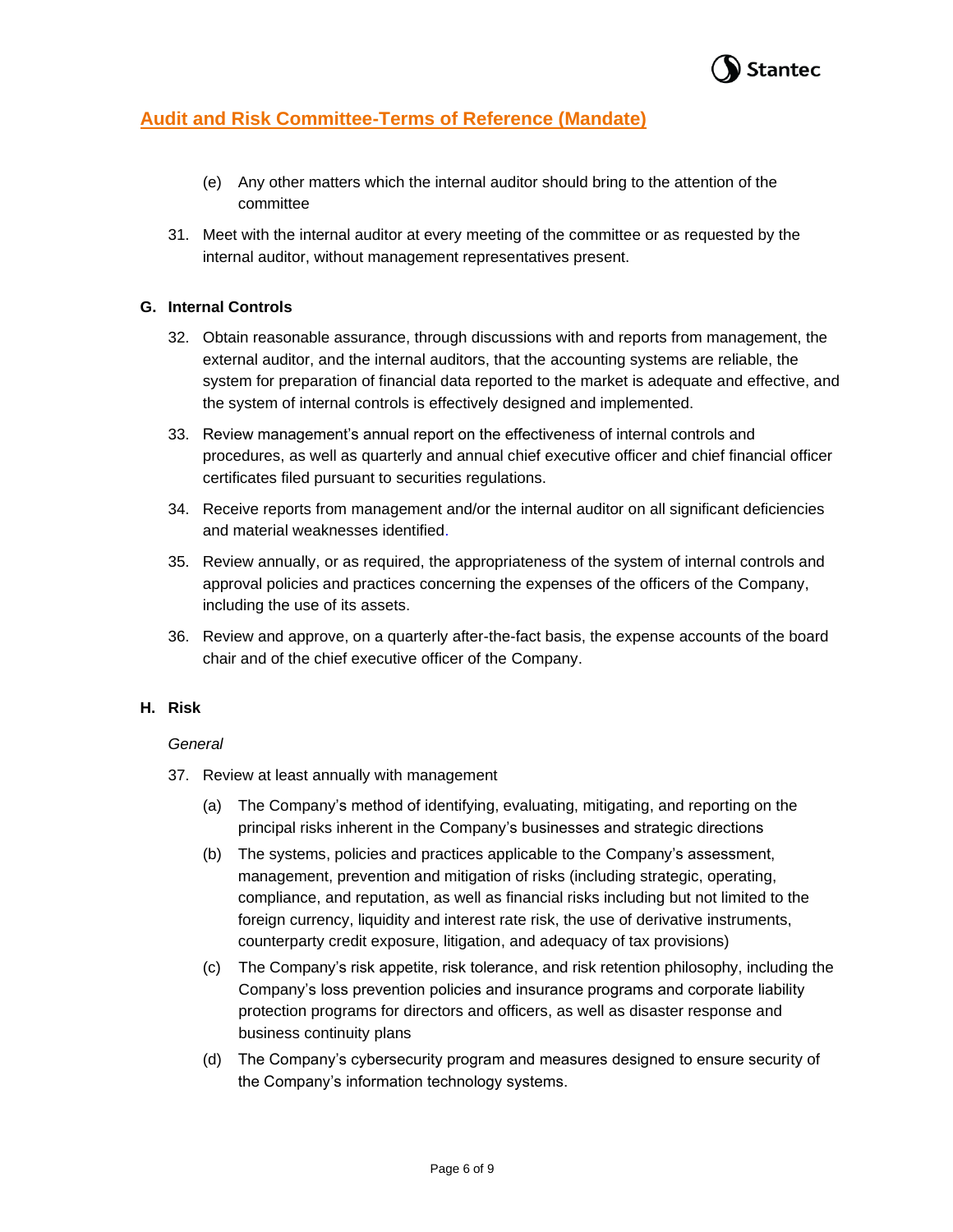(e) Any other matters which the internal auditor should bring to the attention of the committee

31. Meet with the internal auditor at every meeting of the committee or as requested by the internal auditor, without management representatives present.

### G. Internal Controls

32. Obtain reasonable assurance, through discussions with and reports from management, the external auditor, and the internal auditors, that the accounting systems are reliable, the system for preparation of financial data reported to the market is adequate and effective, and the system of internal controls is effectively designed and implemented.

33. Review management's annual report on the effectiveness of internal controls and procedures, as well as quarterly and annual chief executive officer and chief financial officer certificates filed pursuant to securities regulations.

34. Receive reports from management and/or the internal auditor on all significant deficiencies and material weaknesses identified.

35. Review annually, or as required, the appropriateness of the system of internal controls and approval policies and practices concerning the expenses of the officers of the Company, including the use of its assets.

36. Review and approve, on a quarterly after-the-fact basis, the expense accounts of the board chair and of the chief executive officer of the Company.

### H. Risk

*General*

37. Review at least annually with management

    (a) The Company's method of identifying, evaluating, mitigating, and reporting on the principal risks inherent in the Company's businesses and strategic directions

    (b) The systems, policies and practices applicable to the Company's assessment, management, prevention and mitigation of risks (including strategic, operating, compliance, and reputation, as well as financial risks including but not limited to the foreign currency, liquidity and interest rate risk, the use of derivative instruments, counterparty credit exposure, litigation, and adequacy of tax provisions)

    (c) The Company's risk appetite, risk tolerance, and risk retention philosophy, including the Company's loss prevention policies and insurance programs and corporate liability protection programs for directors and officers, as well as disaster response and business continuity plans

    (d) The Company's cybersecurity program and measures designed to ensure security of the Company's information technology systems.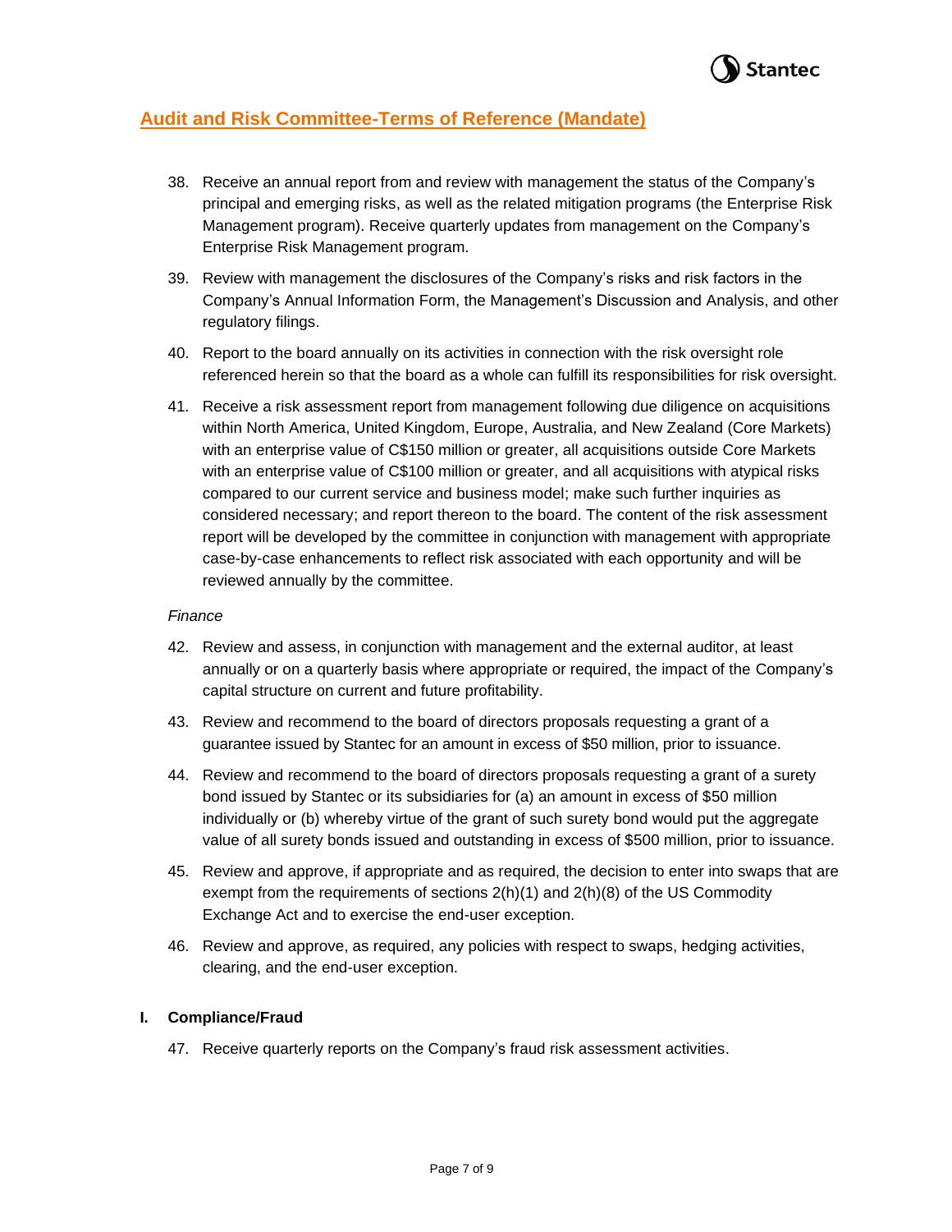38. Receive an annual report from and review with management the status of the Company's principal and emerging risks, as well as the related mitigation programs (the Enterprise Risk Management program). Receive quarterly updates from management on the Company's Enterprise Risk Management program.
39. Review with management the disclosures of the Company's risks and risk factors in the Company's Annual Information Form, the Management's Discussion and Analysis, and other regulatory filings.
40. Report to the board annually on its activities in connection with the risk oversight role referenced herein so that the board as a whole can fulfill its responsibilities for risk oversight.
41. Receive a risk assessment report from management following due diligence on acquisitions within North America, United Kingdom, Europe, Australia, and New Zealand (Core Markets) with an enterprise value of C$150 million or greater, all acquisitions outside Core Markets with an enterprise value of C$100 million or greater, and all acquisitions with atypical risks compared to our current service and business model; make such further inquiries as considered necessary; and report thereon to the board. The content of the risk assessment report will be developed by the committee in conjunction with management with appropriate case-by-case enhancements to reflect risk associated with each opportunity and will be reviewed annually by the committee.

*Finance*

42. Review and assess, in conjunction with management and the external auditor, at least annually or on a quarterly basis where appropriate or required, the impact of the Company's capital structure on current and future profitability.
43. Review and recommend to the board of directors proposals requesting a grant of a guarantee issued by Stantec for an amount in excess of $50 million, prior to issuance.
44. Review and recommend to the board of directors proposals requesting a grant of a surety bond issued by Stantec or its subsidiaries for (a) an amount in excess of $50 million individually or (b) whereby virtue of the grant of such surety bond would put the aggregate value of all surety bonds issued and outstanding in excess of $500 million, prior to issuance.
45. Review and approve, if appropriate and as required, the decision to enter into swaps that are exempt from the requirements of sections 2(h)(1) and 2(h)(8) of the US Commodity Exchange Act and to exercise the end-user exception.
46. Review and approve, as required, any policies with respect to swaps, hedging activities, clearing, and the end-user exception.

**I. Compliance/Fraud**

47. Receive quarterly reports on the Company's fraud risk assessment activities.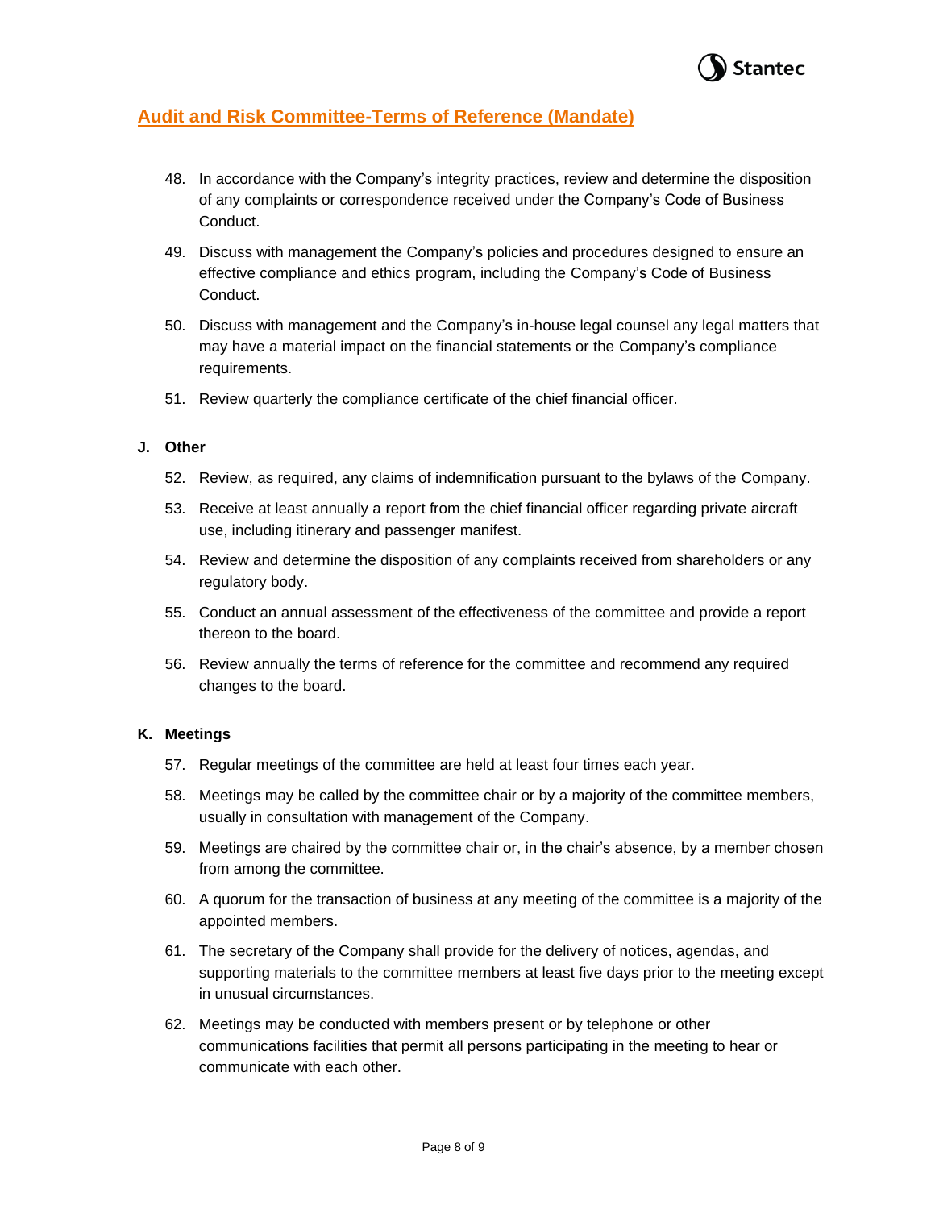48. In accordance with the Company's integrity practices, review and determine the disposition of any complaints or correspondence received under the Company's Code of Business Conduct.
49. Discuss with management the Company's policies and procedures designed to ensure an effective compliance and ethics program, including the Company's Code of Business Conduct.
50. Discuss with management and the Company's in-house legal counsel any legal matters that may have a material impact on the financial statements or the Company's compliance requirements.
51. Review quarterly the compliance certificate of the chief financial officer.

**J. Other**

52. Review, as required, any claims of indemnification pursuant to the bylaws of the Company.
53. Receive at least annually a report from the chief financial officer regarding private aircraft use, including itinerary and passenger manifest.
54. Review and determine the disposition of any complaints received from shareholders or any regulatory body.
55. Conduct an annual assessment of the effectiveness of the committee and provide a report thereon to the board.
56. Review annually the terms of reference for the committee and recommend any required changes to the board.

**K. Meetings**

57. Regular meetings of the committee are held at least four times each year.
58. Meetings may be called by the committee chair or by a majority of the committee members, usually in consultation with management of the Company.
59. Meetings are chaired by the committee chair or, in the chair's absence, by a member chosen from among the committee.
60. A quorum for the transaction of business at any meeting of the committee is a majority of the appointed members.
61. The secretary of the Company shall provide for the delivery of notices, agendas, and supporting materials to the committee members at least five days prior to the meeting except in unusual circumstances.
62. Meetings may be conducted with members present or by telephone or other communications facilities that permit all persons participating in the meeting to hear or communicate with each other.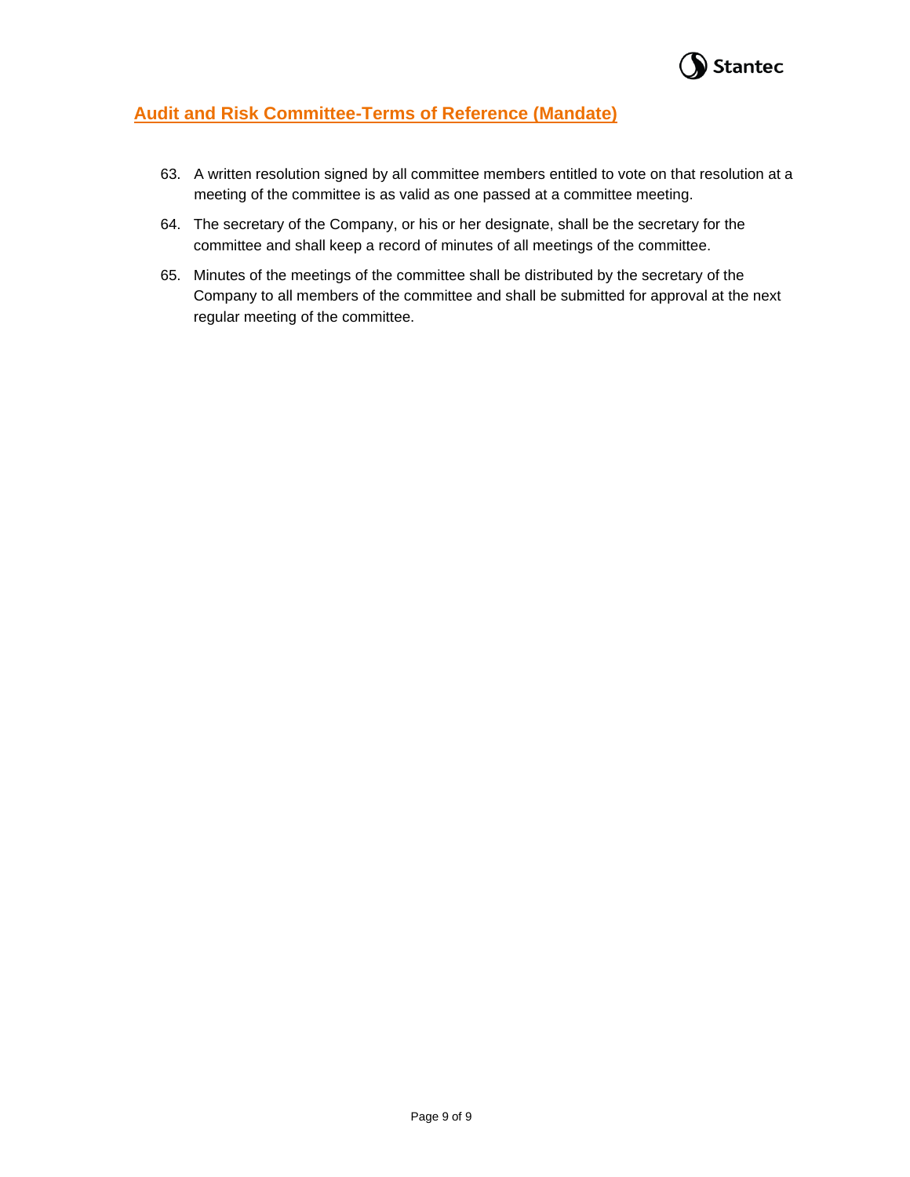63. A written resolution signed by all committee members entitled to vote on that resolution at a meeting of the committee is as valid as one passed at a committee meeting.

64. The secretary of the Company, or his or her designate, shall be the secretary for the committee and shall keep a record of minutes of all meetings of the committee.

65. Minutes of the meetings of the committee shall be distributed by the secretary of the Company to all members of the committee and shall be submitted for approval at the next regular meeting of the committee.